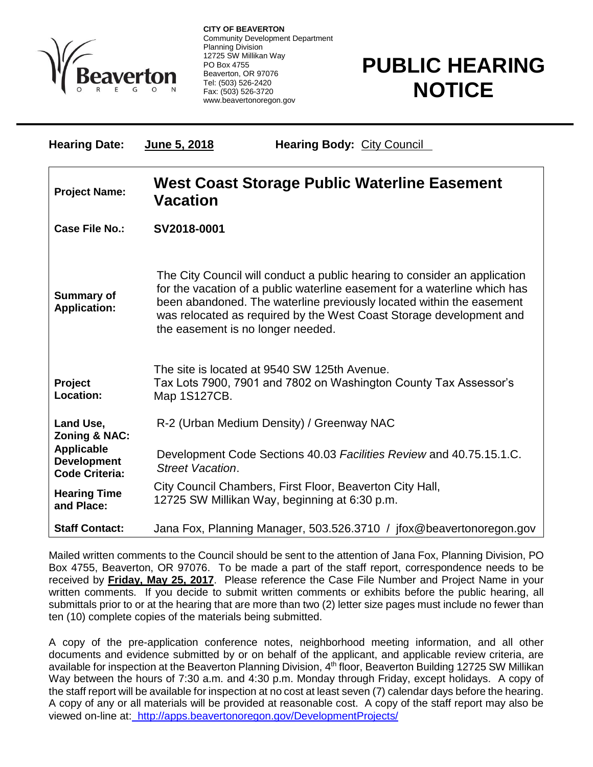**CITY OF BEAVERTON**
Community Development Department
Planning Division
12725 SW Millikan Way
PO Box 4755
Beaverton, OR 97076
Tel: (503) 526-2420
Fax: (503) 526-3720
www.beavertonoregon.gov

# PUBLIC HEARING NOTICE

**Hearing Date:** **June 5, 2018** **Hearing Body:** City Council

| | |
|---|---|
| **Project Name:** | **West Coast Storage Public Waterline Easement Vacation** |
| **Case File No.:** | **SV2018-0001** |
| **Summary of Application:** | The City Council will conduct a public hearing to consider an application for the vacation of a public waterline easement for a waterline which has been abandoned. The waterline previously located within the easement was relocated as required by the West Coast Storage development and the easement is no longer needed. |
| **Project Location:** | The site is located at 9540 SW 125th Avenue. Tax Lots 7900, 7901 and 7802 on Washington County Tax Assessor's Map 1S127CB. |
| **Land Use, Zoning & NAC:** | R-2 (Urban Medium Density) / Greenway NAC |
| **Applicable Development Code Criteria:** | Development Code Sections 40.03 *Facilities Review* and 40.75.15.1.C. *Street Vacation*. |
| **Hearing Time and Place:** | City Council Chambers, First Floor, Beaverton City Hall, 12725 SW Millikan Way, beginning at 6:30 p.m. |
| **Staff Contact:** | Jana Fox, Planning Manager, 503.526.3710 / jfox@beavertonoregon.gov |

Mailed written comments to the Council should be sent to the attention of Jana Fox, Planning Division, PO Box 4755, Beaverton, OR 97076. To be made a part of the staff report, correspondence needs to be received by **Friday, May 25, 2017**. Please reference the Case File Number and Project Name in your written comments. If you decide to submit written comments or exhibits before the public hearing, all submittals prior to or at the hearing that are more than two (2) letter size pages must include no fewer than ten (10) complete copies of the materials being submitted.

A copy of the pre-application conference notes, neighborhood meeting information, and all other documents and evidence submitted by or on behalf of the applicant, and applicable review criteria, are available for inspection at the Beaverton Planning Division, 4th floor, Beaverton Building 12725 SW Millikan Way between the hours of 7:30 a.m. and 4:30 p.m. Monday through Friday, except holidays. A copy of the staff report will be available for inspection at no cost at least seven (7) calendar days before the hearing. A copy of any or all materials will be provided at reasonable cost. A copy of the staff report may also be viewed on-line at: http://apps.beavertonoregon.gov/DevelopmentProjects/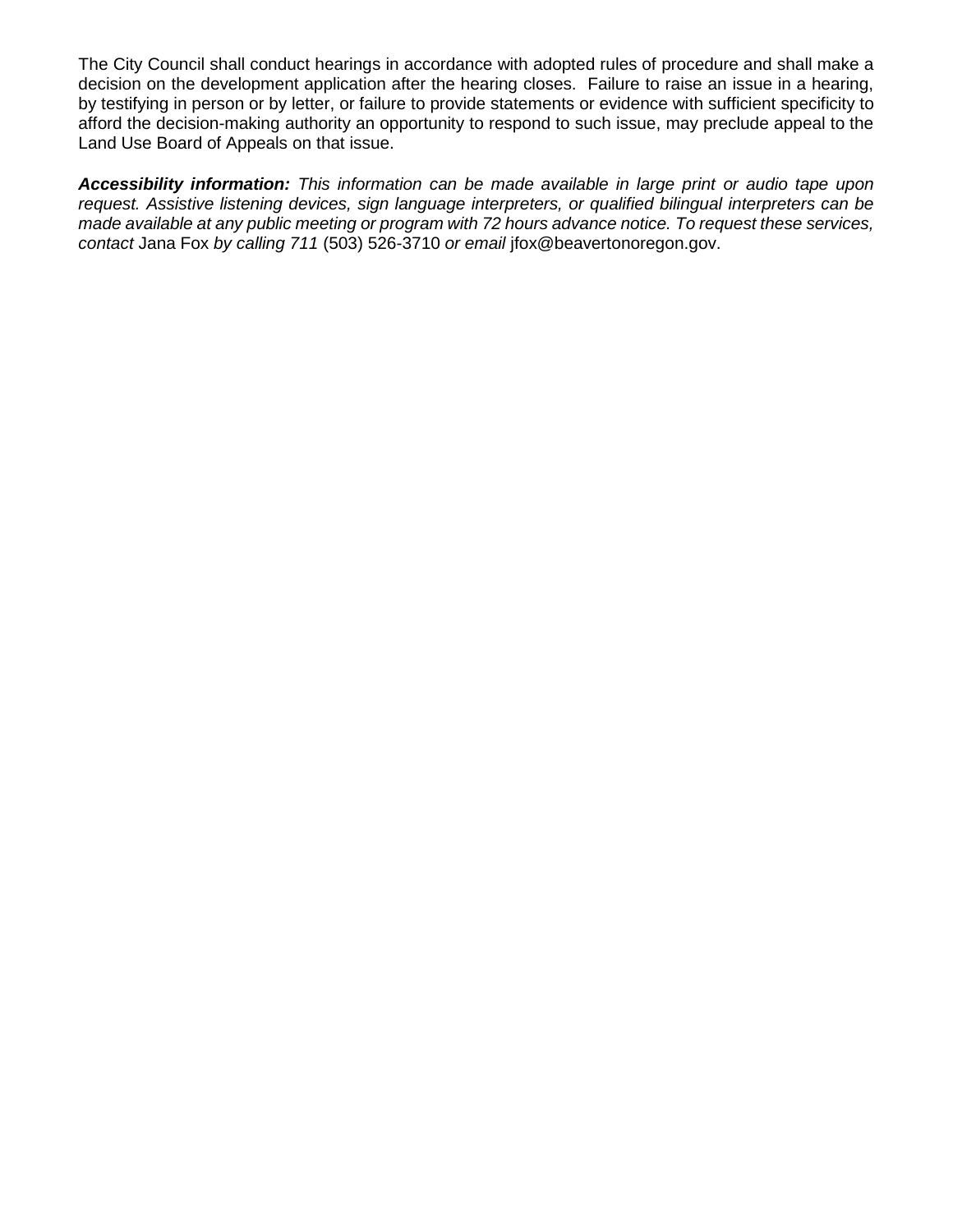The City Council shall conduct hearings in accordance with adopted rules of procedure and shall make a decision on the development application after the hearing closes. Failure to raise an issue in a hearing, by testifying in person or by letter, or failure to provide statements or evidence with sufficient specificity to afford the decision-making authority an opportunity to respond to such issue, may preclude appeal to the Land Use Board of Appeals on that issue.

***Accessibility information:*** *This information can be made available in large print or audio tape upon request. Assistive listening devices, sign language interpreters, or qualified bilingual interpreters can be made available at any public meeting or program with 72 hours advance notice. To request these services, contact* Jana Fox *by calling 711* (503) 526-3710 *or email* jfox@beavertonoregon.gov.